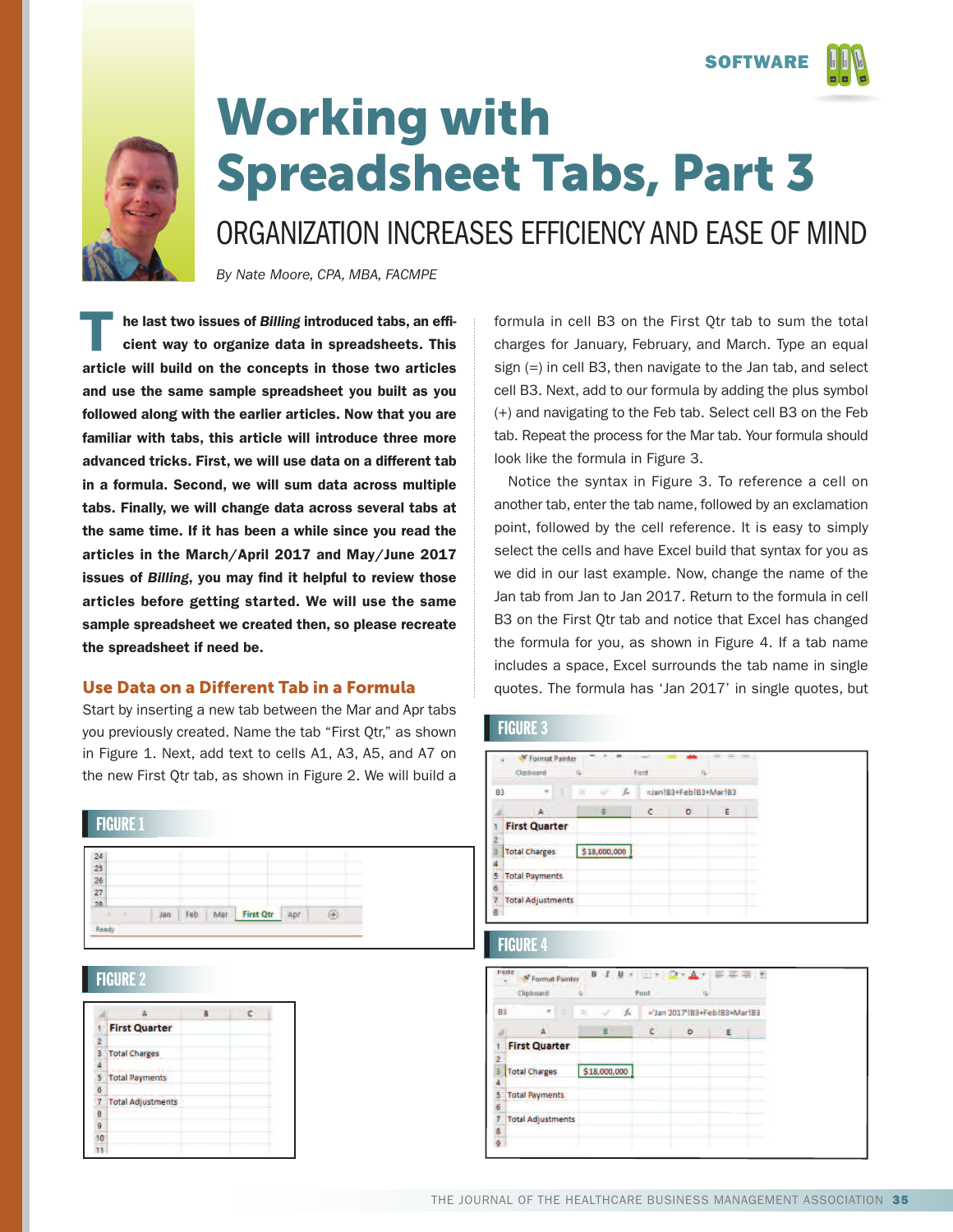# Working with Spreadsheet Tabs, Part 3

## ORGANIZATION INCREASES EFFICIENCY AND EASE OF MIND

*By Nate Moore, CPA, MBA, FACMPE*

**The last two issues of *Billing* introduced tabs, an efficient way to organize data in spreadsheets. This article will build on the concepts in those two articles and use the same sample spreadsheet you built as you followed along with the earlier articles. Now that you are familiar with tabs, this article will introduce three more advanced tricks. First, we will use data on a different tab in a formula. Second, we will sum data across multiple tabs. Finally, we will change data across several tabs at the same time. If it has been a while since you read the articles in the March/April 2017 and May/June 2017 issues of *Billing*, you may find it helpful to review those articles before getting started. We will use the same sample spreadsheet we created then, so please recreate the spreadsheet if need be.**

### Use Data on a Different Tab in a Formula

Start by inserting a new tab between the Mar and Apr tabs you previously created. Name the tab "First Qtr," as shown in Figure 1. Next, add text to cells A1, A3, A5, and A7 on the new First Qtr tab, as shown in Figure 2. We will build a formula in cell B3 on the First Qtr tab to sum the total charges for January, February, and March. Type an equal sign (=) in cell B3, then navigate to the Jan tab, and select cell B3. Next, add to our formula by adding the plus symbol (+) and navigating to the Feb tab. Select cell B3 on the Feb tab. Repeat the process for the Mar tab. Your formula should look like the formula in Figure 3.

Notice the syntax in Figure 3. To reference a cell on another tab, enter the tab name, followed by an exclamation point, followed by the cell reference. It is easy to simply select the cells and have Excel build that syntax for you as we did in our last example. Now, change the name of the Jan tab from Jan to Jan 2017. Return to the formula in cell B3 on the First Qtr tab and notice that Excel has changed the formula for you, as shown in Figure 4. If a tab name includes a space, Excel surrounds the tab name in single quotes. The formula has 'Jan 2017' in single quotes, but

**FIGURE 1**

| | |
|---|---|
| 24 | |
| 25 | |
| 26 | |
| 27 | |

Tabs: Jan | Feb | Mar | First Qtr | Apr

Ready

**FIGURE 2**

| | A | B | C |
|---|---|---|---|
| 1 | **First Quarter** | | |
| 2 | | | |
| 3 | Total Charges | | |
| 4 | | | |
| 5 | Total Payments | | |
| 6 | | | |
| 7 | Total Adjustments | | |
| 8 | | | |
| 9 | | | |
| 10 | | | |
| 11 | | | |

**FIGURE 3**

B3: =Jan!B3+Feb!B3+Mar!B3

| | A | B | C | D | E |
|---|---|---|---|---|---|
| 1 | **First Quarter** | | | | |
| 2 | | | | | |
| 3 | Total Charges | $18,000,000 | | | |
| 4 | | | | | |
| 5 | Total Payments | | | | |
| 6 | | | | | |
| 7 | Total Adjustments | | | | |
| 8 | | | | | |

**FIGURE 4**

B3: ='Jan 2017'!B3+Feb!B3+Mar!B3

| | A | B | C | D | E |
|---|---|---|---|---|---|
| 1 | **First Quarter** | | | | |
| 2 | | | | | |
| 3 | Total Charges | $18,000,000 | | | |
| 4 | | | | | |
| 5 | Total Payments | | | | |
| 6 | | | | | |
| 7 | Total Adjustments | | | | |
| 8 | | | | | |
| 9 | | | | | |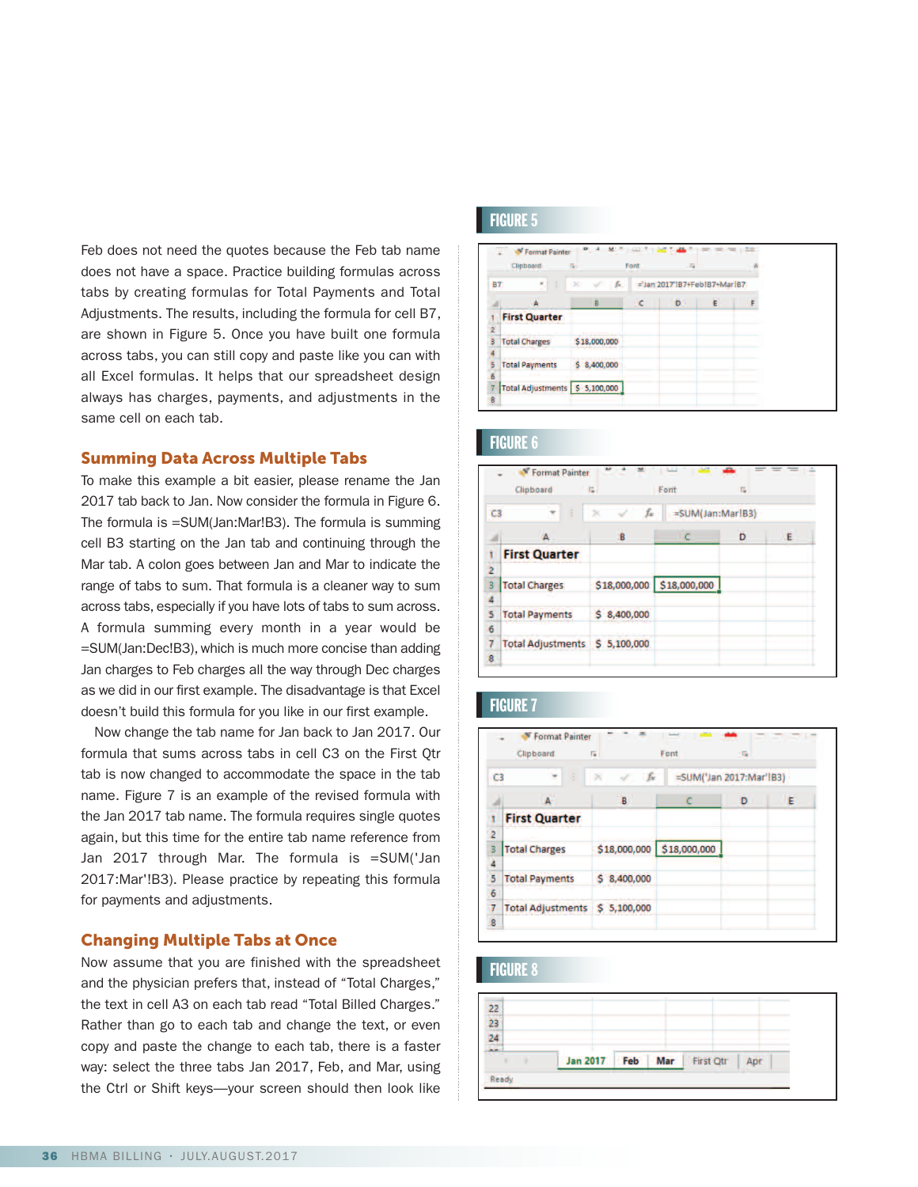Feb does not need the quotes because the Feb tab name does not have a space. Practice building formulas across tabs by creating formulas for Total Payments and Total Adjustments. The results, including the formula for cell B7, are shown in Figure 5. Once you have built one formula across tabs, you can still copy and paste like you can with all Excel formulas. It helps that our spreadsheet design always has charges, payments, and adjustments in the same cell on each tab.

## Summing Data Across Multiple Tabs

To make this example a bit easier, please rename the Jan 2017 tab back to Jan. Now consider the formula in Figure 6. The formula is =SUM(Jan:Mar!B3). The formula is summing cell B3 starting on the Jan tab and continuing through the Mar tab. A colon goes between Jan and Mar to indicate the range of tabs to sum. That formula is a cleaner way to sum across tabs, especially if you have lots of tabs to sum across. A formula summing every month in a year would be =SUM(Jan:Dec!B3), which is much more concise than adding Jan charges to Feb charges all the way through Dec charges as we did in our first example. The disadvantage is that Excel doesn't build this formula for you like in our first example.

Now change the tab name for Jan back to Jan 2017. Our formula that sums across tabs in cell C3 on the First Qtr tab is now changed to accommodate the space in the tab name. Figure 7 is an example of the revised formula with the Jan 2017 tab name. The formula requires single quotes again, but this time for the entire tab name reference from Jan 2017 through Mar. The formula is =SUM('Jan 2017:Mar'!B3). Please practice by repeating this formula for payments and adjustments.

## Changing Multiple Tabs at Once

Now assume that you are finished with the spreadsheet and the physician prefers that, instead of "Total Charges," the text in cell A3 on each tab read "Total Billed Charges." Rather than go to each tab and change the text, or even copy and paste the change to each tab, there is a faster way: select the three tabs Jan 2017, Feb, and Mar, using the Ctrl or Shift keys—your screen should then look like

**FIGURE 5**

B7 — fx ='Jan 2017'!B7+Feb!B7+Mar!B7

| | A | B | C | D | E | F |
|---|---|---|---|---|---|---|
| 1 | First Quarter | | | | | |
| 2 | | | | | | |
| 3 | Total Charges | $18,000,000 | | | | |
| 4 | | | | | | |
| 5 | Total Payments | $ 8,400,000 | | | | |
| 6 | | | | | | |
| 7 | Total Adjustments | $ 5,100,000 | | | | |
| 8 | | | | | | |

**FIGURE 6**

C3 — fx =SUM(Jan:Mar!B3)

| | A | B | C | D | E |
|---|---|---|---|---|---|
| 1 | First Quarter | | | | |
| 2 | | | | | |
| 3 | Total Charges | $18,000,000 | $18,000,000 | | |
| 4 | | | | | |
| 5 | Total Payments | $ 8,400,000 | | | |
| 6 | | | | | |
| 7 | Total Adjustments | $ 5,100,000 | | | |
| 8 | | | | | |

**FIGURE 7**

C3 — fx =SUM('Jan 2017:Mar'!B3)

| | A | B | C | D | E |
|---|---|---|---|---|---|
| 1 | First Quarter | | | | |
| 2 | | | | | |
| 3 | Total Charges | $18,000,000 | $18,000,000 | | |
| 4 | | | | | |
| 5 | Total Payments | $ 8,400,000 | | | |
| 6 | | | | | |
| 7 | Total Adjustments | $ 5,100,000 | | | |
| 8 | | | | | |

**FIGURE 8**

Tabs: Jan 2017 | Feb | Mar | First Qtr | Apr

Ready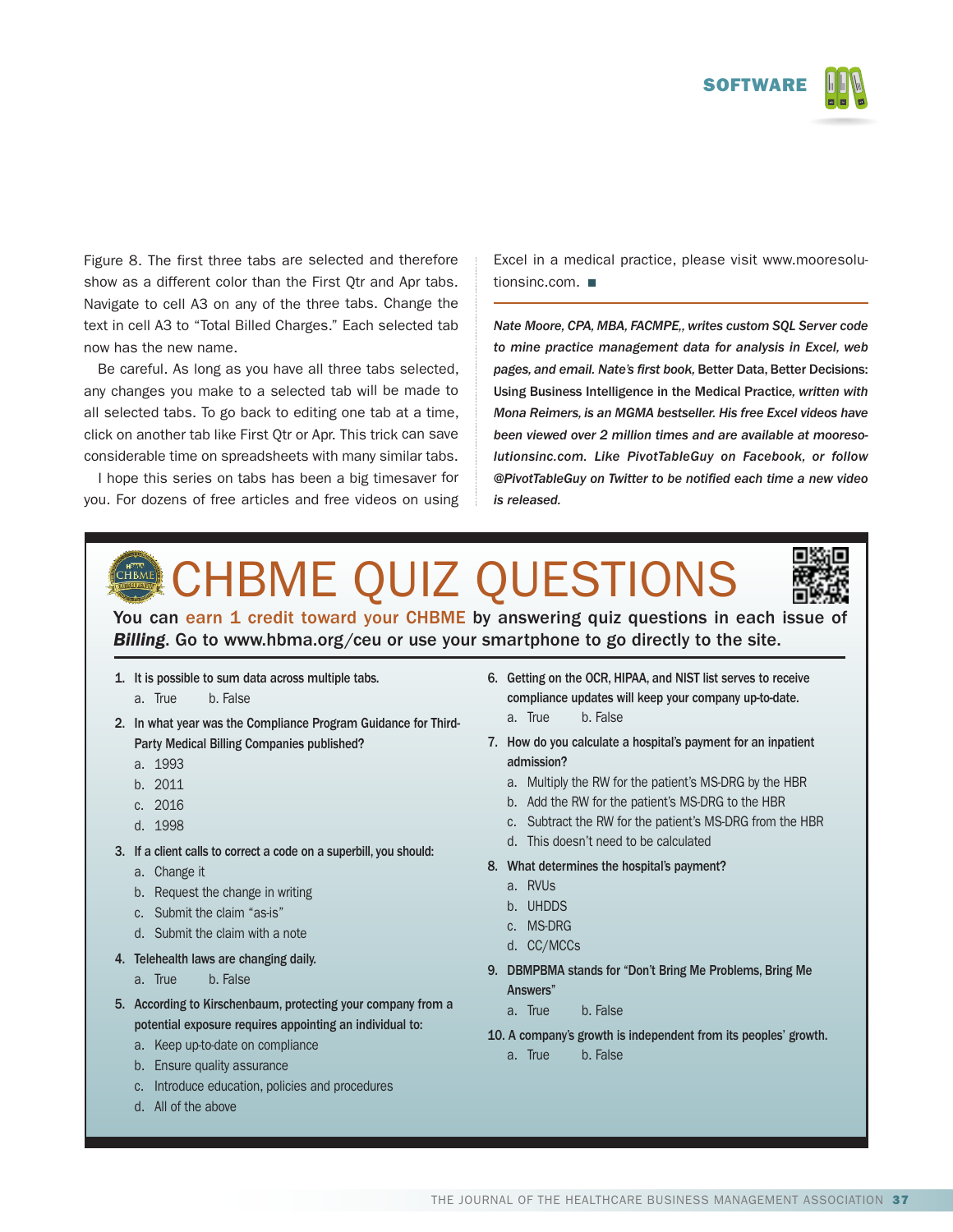Figure 8. The first three tabs are selected and therefore show as a different color than the First Qtr and Apr tabs. Navigate to cell A3 on any of the three tabs. Change the text in cell A3 to "Total Billed Charges." Each selected tab now has the new name.

Be careful. As long as you have all three tabs selected, any changes you make to a selected tab will be made to all selected tabs. To go back to editing one tab at a time, click on another tab like First Qtr or Apr. This trick can save considerable time on spreadsheets with many similar tabs.

I hope this series on tabs has been a big timesaver for you. For dozens of free articles and free videos on using Excel in a medical practice, please visit www.mooresolutionsinc.com. ■

*Nate Moore, CPA, MBA, FACMPE,, writes custom SQL Server code to mine practice management data for analysis in Excel, web pages, and email. Nate's first book,* Better Data, Better Decisions: Using Business Intelligence in the Medical Practice*, written with Mona Reimers, is an MGMA bestseller. His free Excel videos have been viewed over 2 million times and are available at mooresolutionsinc.com. Like PivotTableGuy on Facebook, or follow @PivotTableGuy on Twitter to be notified each time a new video is released.*

# CHBME QUIZ QUESTIONS

**You can earn 1 credit toward your CHBME by answering quiz questions in each issue of *Billing*. Go to www.hbma.org/ceu or use your smartphone to go directly to the site.**

1. **It is possible to sum data across multiple tabs.**
   a. True  b. False
2. **In what year was the Compliance Program Guidance for Third-Party Medical Billing Companies published?**
   a. 1993
   b. 2011
   c. 2016
   d. 1998
3. **If a client calls to correct a code on a superbill, you should:**
   a. Change it
   b. Request the change in writing
   c. Submit the claim "as-is"
   d. Submit the claim with a note
4. **Telehealth laws are changing daily.**
   a. True  b. False
5. **According to Kirschenbaum, protecting your company from a potential exposure requires appointing an individual to:**
   a. Keep up-to-date on compliance
   b. Ensure quality assurance
   c. Introduce education, policies and procedures
   d. All of the above
6. **Getting on the OCR, HIPAA, and NIST list serves to receive compliance updates will keep your company up-to-date.**
   a. True  b. False
7. **How do you calculate a hospital's payment for an inpatient admission?**
   a. Multiply the RW for the patient's MS-DRG by the HBR
   b. Add the RW for the patient's MS-DRG to the HBR
   c. Subtract the RW for the patient's MS-DRG from the HBR
   d. This doesn't need to be calculated
8. **What determines the hospital's payment?**
   a. RVUs
   b. UHDDS
   c. MS-DRG
   d. CC/MCCs
9. **DBMPBMA stands for "Don't Bring Me Problems, Bring Me Answers"**
   a. True  b. False
10. **A company's growth is independent from its peoples' growth.**
    a. True  b. False